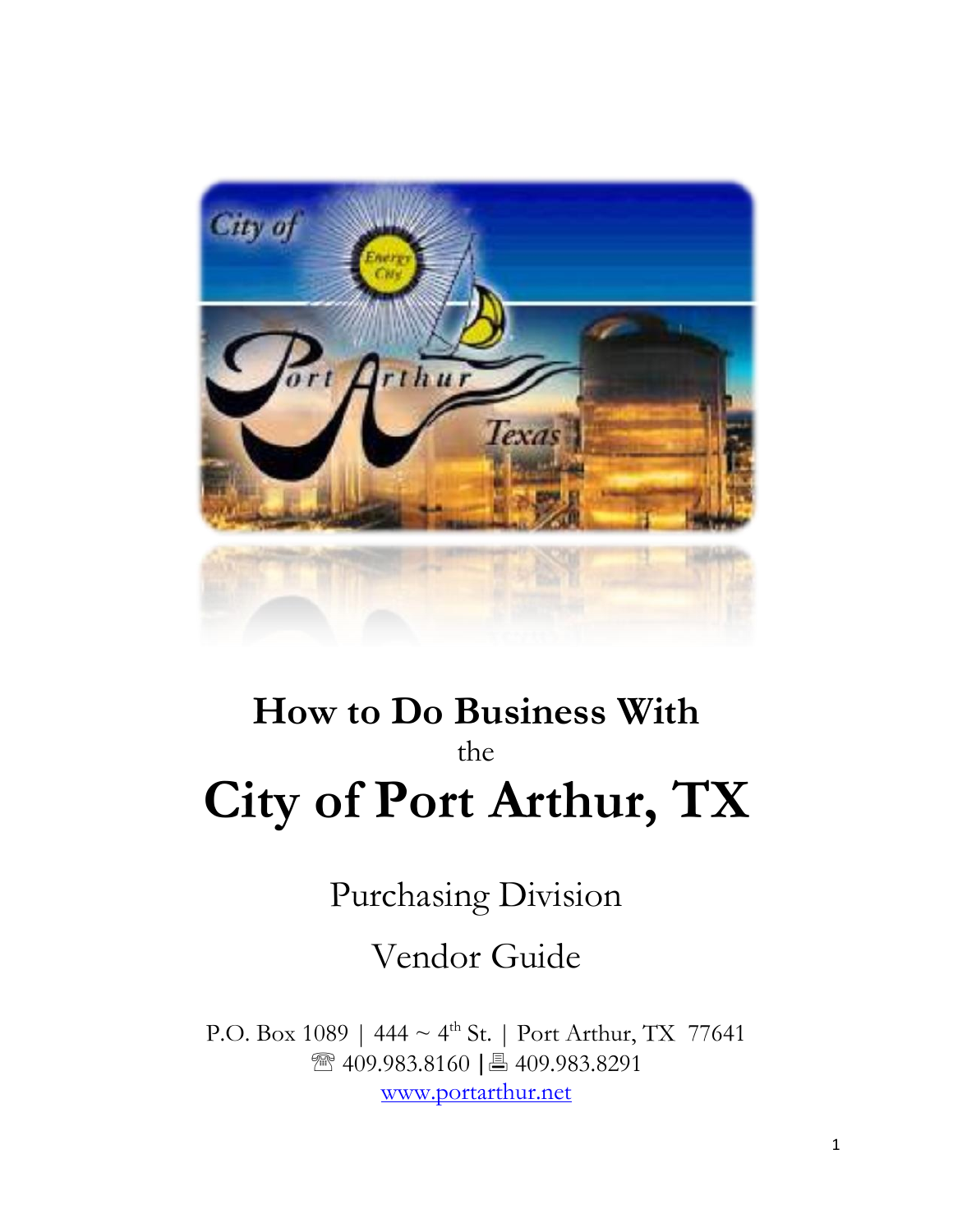# How to Do Business With

the

# City of Port Arthur, TX

Purchasing Division

Vendor Guide

P.O. Box 1089 | 444 ~ 4th St. | Port Arthur, TX 77641

☏ 409.983.8160 | 🖷 409.983.8291

[www.portarthur.net](http://www.portarthur.net)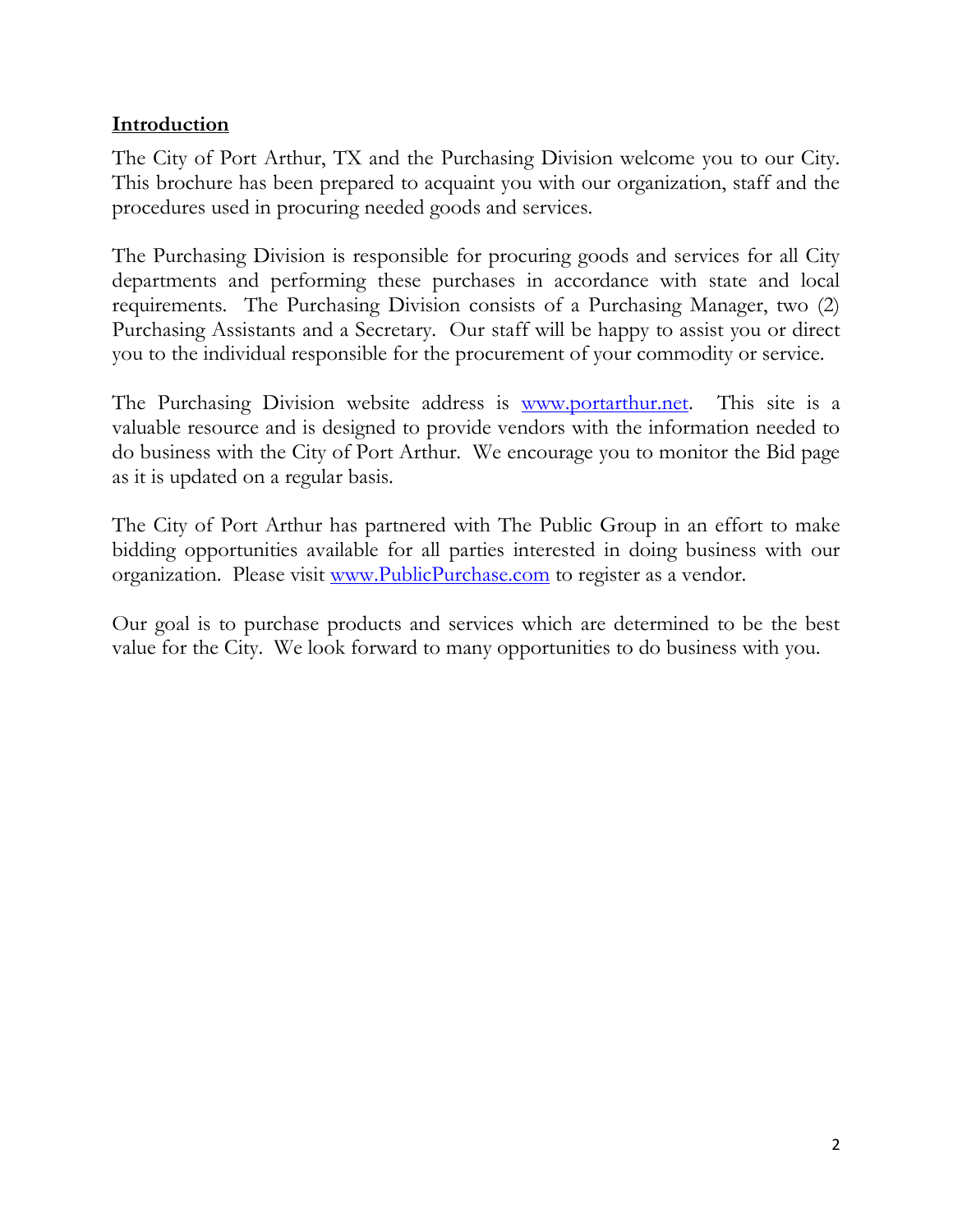## Introduction

The City of Port Arthur, TX and the Purchasing Division welcome you to our City. This brochure has been prepared to acquaint you with our organization, staff and the procedures used in procuring needed goods and services.

The Purchasing Division is responsible for procuring goods and services for all City departments and performing these purchases in accordance with state and local requirements. The Purchasing Division consists of a Purchasing Manager, two (2) Purchasing Assistants and a Secretary. Our staff will be happy to assist you or direct you to the individual responsible for the procurement of your commodity or service.

The Purchasing Division website address is [www.portarthur.net](http://www.portarthur.net). This site is a valuable resource and is designed to provide vendors with the information needed to do business with the City of Port Arthur. We encourage you to monitor the Bid page as it is updated on a regular basis.

The City of Port Arthur has partnered with The Public Group in an effort to make bidding opportunities available for all parties interested in doing business with our organization. Please visit [www.PublicPurchase.com](http://www.PublicPurchase.com) to register as a vendor.

Our goal is to purchase products and services which are determined to be the best value for the City. We look forward to many opportunities to do business with you.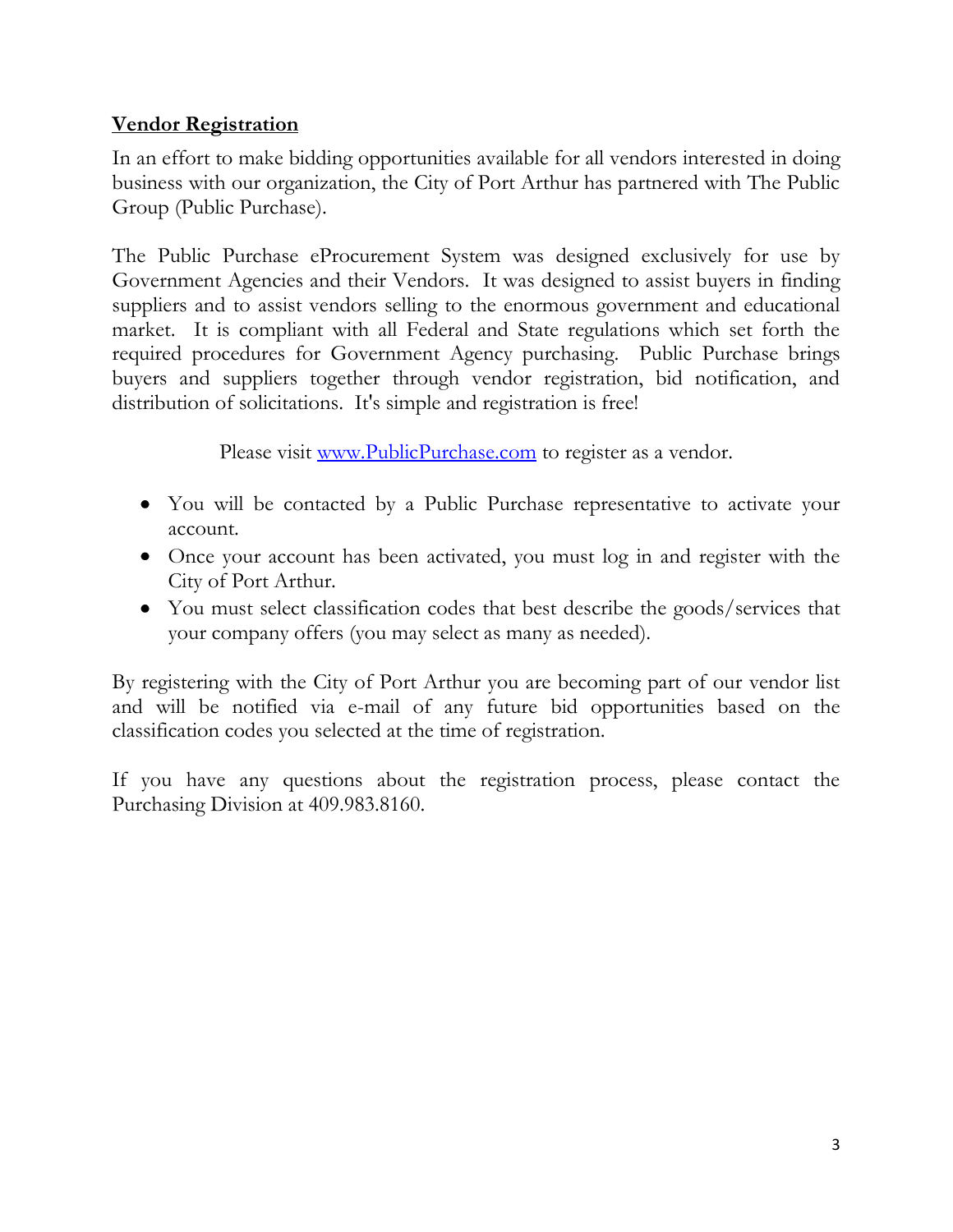## **Vendor Registration**

In an effort to make bidding opportunities available for all vendors interested in doing business with our organization, the City of Port Arthur has partnered with The Public Group (Public Purchase).

The Public Purchase eProcurement System was designed exclusively for use by Government Agencies and their Vendors. It was designed to assist buyers in finding suppliers and to assist vendors selling to the enormous government and educational market. It is compliant with all Federal and State regulations which set forth the required procedures for Government Agency purchasing. Public Purchase brings buyers and suppliers together through vendor registration, bid notification, and distribution of solicitations. It's simple and registration is free!

Please visit [www.PublicPurchase.com](http://www.PublicPurchase.com) to register as a vendor.

- You will be contacted by a Public Purchase representative to activate your account.
- Once your account has been activated, you must log in and register with the City of Port Arthur.
- You must select classification codes that best describe the goods/services that your company offers (you may select as many as needed).

By registering with the City of Port Arthur you are becoming part of our vendor list and will be notified via e-mail of any future bid opportunities based on the classification codes you selected at the time of registration.

If you have any questions about the registration process, please contact the Purchasing Division at 409.983.8160.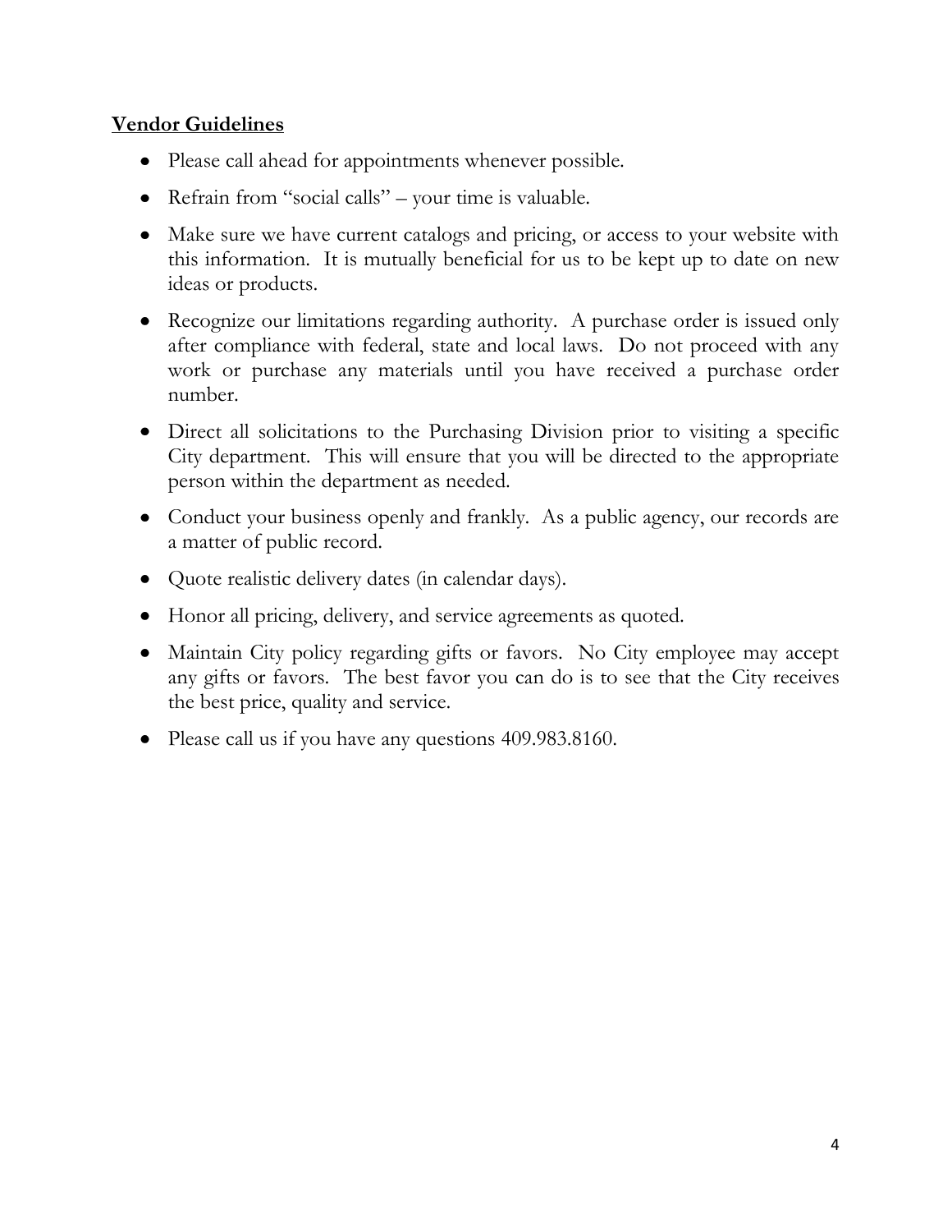**Vendor Guidelines**

- Please call ahead for appointments whenever possible.
- Refrain from "social calls" – your time is valuable.
- Make sure we have current catalogs and pricing, or access to your website with this information. It is mutually beneficial for us to be kept up to date on new ideas or products.
- Recognize our limitations regarding authority. A purchase order is issued only after compliance with federal, state and local laws. Do not proceed with any work or purchase any materials until you have received a purchase order number.
- Direct all solicitations to the Purchasing Division prior to visiting a specific City department. This will ensure that you will be directed to the appropriate person within the department as needed.
- Conduct your business openly and frankly. As a public agency, our records are a matter of public record.
- Quote realistic delivery dates (in calendar days).
- Honor all pricing, delivery, and service agreements as quoted.
- Maintain City policy regarding gifts or favors. No City employee may accept any gifts or favors. The best favor you can do is to see that the City receives the best price, quality and service.
- Please call us if you have any questions 409.983.8160.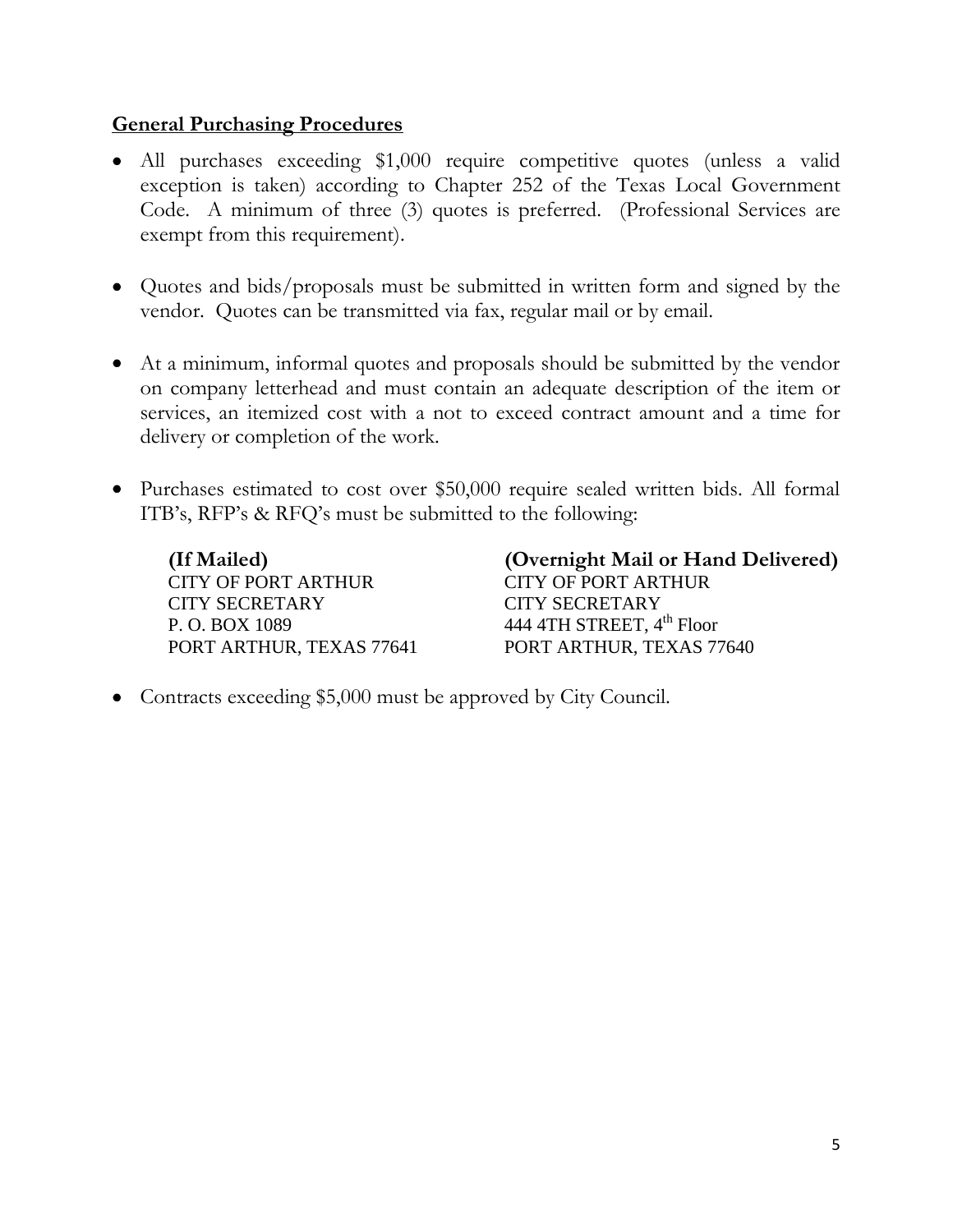## General Purchasing Procedures

- All purchases exceeding $1,000 require competitive quotes (unless a valid exception is taken) according to Chapter 252 of the Texas Local Government Code. A minimum of three (3) quotes is preferred. (Professional Services are exempt from this requirement).

- Quotes and bids/proposals must be submitted in written form and signed by the vendor. Quotes can be transmitted via fax, regular mail or by email.

- At a minimum, informal quotes and proposals should be submitted by the vendor on company letterhead and must contain an adequate description of the item or services, an itemized cost with a not to exceed contract amount and a time for delivery or completion of the work.

- Purchases estimated to cost over $50,000 require sealed written bids. All formal ITB's, RFP's & RFQ's must be submitted to the following:

**(If Mailed)**
CITY OF PORT ARTHUR
CITY SECRETARY
P. O. BOX 1089
PORT ARTHUR, TEXAS 77641

**(Overnight Mail or Hand Delivered)**
CITY OF PORT ARTHUR
CITY SECRETARY
444 4TH STREET, 4th Floor
PORT ARTHUR, TEXAS 77640

- Contracts exceeding $5,000 must be approved by City Council.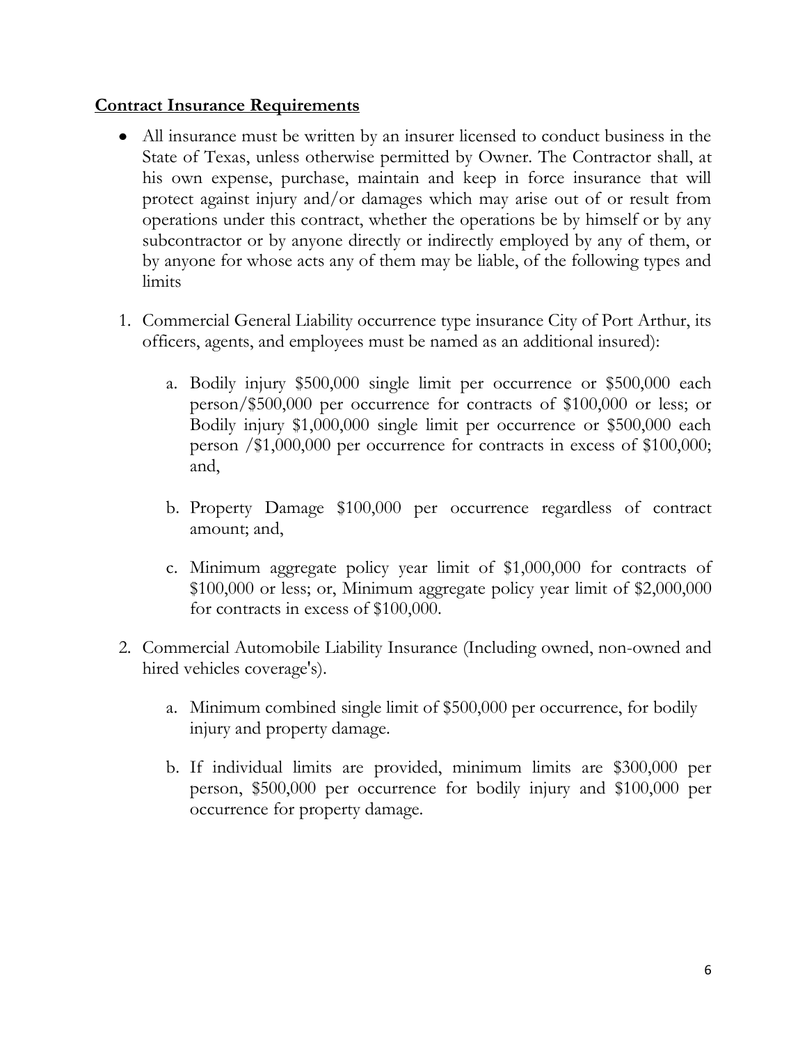**<u>Contract Insurance Requirements</u>**

- All insurance must be written by an insurer licensed to conduct business in the State of Texas, unless otherwise permitted by Owner. The Contractor shall, at his own expense, purchase, maintain and keep in force insurance that will protect against injury and/or damages which may arise out of or result from operations under this contract, whether the operations be by himself or by any subcontractor or by anyone directly or indirectly employed by any of them, or by anyone for whose acts any of them may be liable, of the following types and limits

1. Commercial General Liability occurrence type insurance City of Port Arthur, its officers, agents, and employees must be named as an additional insured):

    a. Bodily injury $500,000 single limit per occurrence or $500,000 each person/$500,000 per occurrence for contracts of $100,000 or less; or Bodily injury $1,000,000 single limit per occurrence or $500,000 each person /$1,000,000 per occurrence for contracts in excess of $100,000; and,

    b. Property Damage $100,000 per occurrence regardless of contract amount; and,

    c. Minimum aggregate policy year limit of $1,000,000 for contracts of $100,000 or less; or, Minimum aggregate policy year limit of $2,000,000 for contracts in excess of $100,000.

2. Commercial Automobile Liability Insurance (Including owned, non-owned and hired vehicles coverage's).

    a. Minimum combined single limit of $500,000 per occurrence, for bodily injury and property damage.

    b. If individual limits are provided, minimum limits are $300,000 per person, $500,000 per occurrence for bodily injury and $100,000 per occurrence for property damage.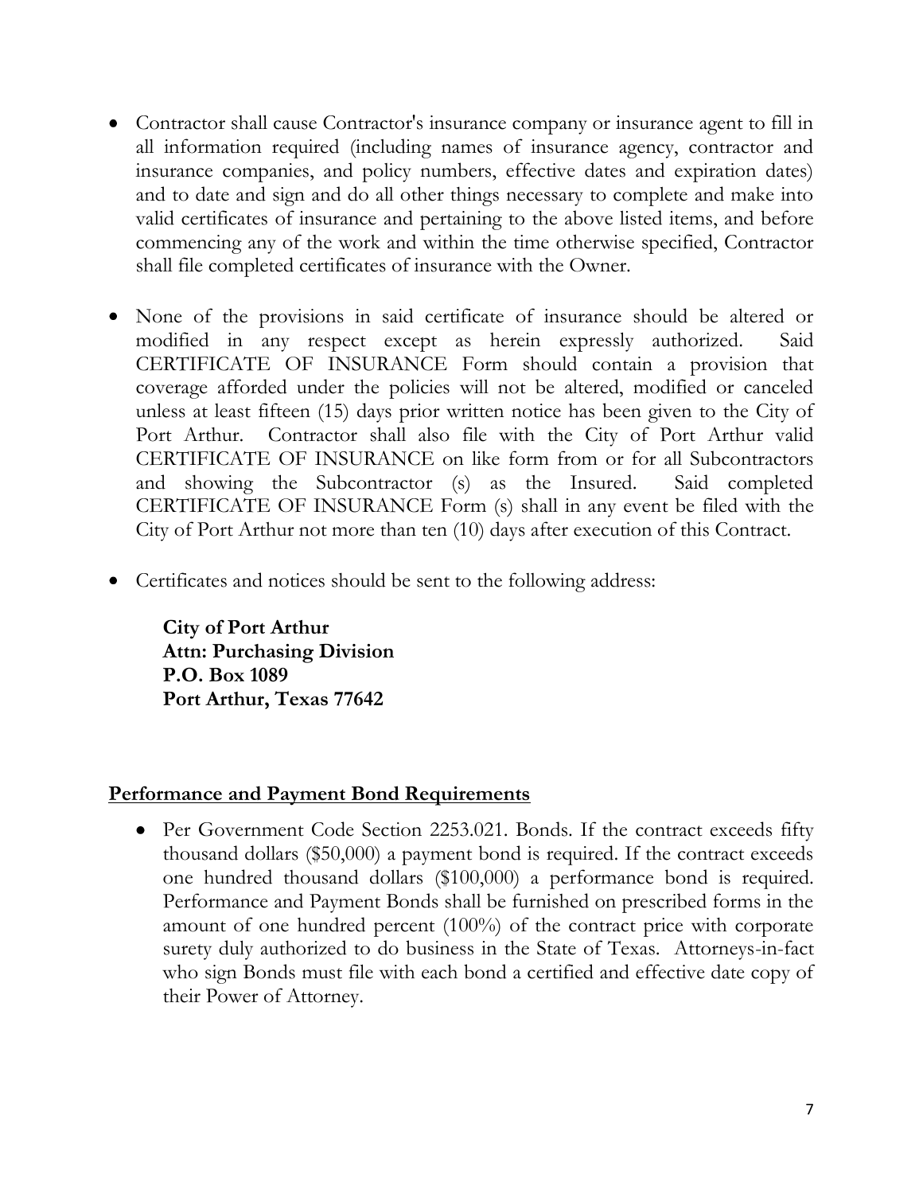- Contractor shall cause Contractor's insurance company or insurance agent to fill in all information required (including names of insurance agency, contractor and insurance companies, and policy numbers, effective dates and expiration dates) and to date and sign and do all other things necessary to complete and make into valid certificates of insurance and pertaining to the above listed items, and before commencing any of the work and within the time otherwise specified, Contractor shall file completed certificates of insurance with the Owner.

- None of the provisions in said certificate of insurance should be altered or modified in any respect except as herein expressly authorized. Said CERTIFICATE OF INSURANCE Form should contain a provision that coverage afforded under the policies will not be altered, modified or canceled unless at least fifteen (15) days prior written notice has been given to the City of Port Arthur. Contractor shall also file with the City of Port Arthur valid CERTIFICATE OF INSURANCE on like form from or for all Subcontractors and showing the Subcontractor (s) as the Insured. Said completed CERTIFICATE OF INSURANCE Form (s) shall in any event be filed with the City of Port Arthur not more than ten (10) days after execution of this Contract.

- Certificates and notices should be sent to the following address:

  **City of Port Arthur**
  **Attn: Purchasing Division**
  **P.O. Box 1089**
  **Port Arthur, Texas 77642**

## Performance and Payment Bond Requirements

- Per Government Code Section 2253.021. Bonds. If the contract exceeds fifty thousand dollars ($50,000) a payment bond is required. If the contract exceeds one hundred thousand dollars ($100,000) a performance bond is required. Performance and Payment Bonds shall be furnished on prescribed forms in the amount of one hundred percent (100%) of the contract price with corporate surety duly authorized to do business in the State of Texas. Attorneys-in-fact who sign Bonds must file with each bond a certified and effective date copy of their Power of Attorney.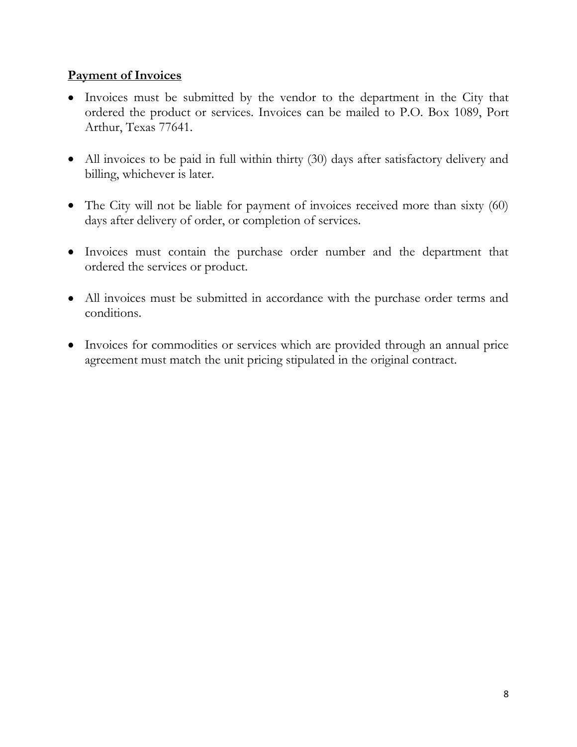## **Payment of Invoices**

- Invoices must be submitted by the vendor to the department in the City that ordered the product or services. Invoices can be mailed to P.O. Box 1089, Port Arthur, Texas 77641.
- All invoices to be paid in full within thirty (30) days after satisfactory delivery and billing, whichever is later.
- The City will not be liable for payment of invoices received more than sixty (60) days after delivery of order, or completion of services.
- Invoices must contain the purchase order number and the department that ordered the services or product.
- All invoices must be submitted in accordance with the purchase order terms and conditions.
- Invoices for commodities or services which are provided through an annual price agreement must match the unit pricing stipulated in the original contract.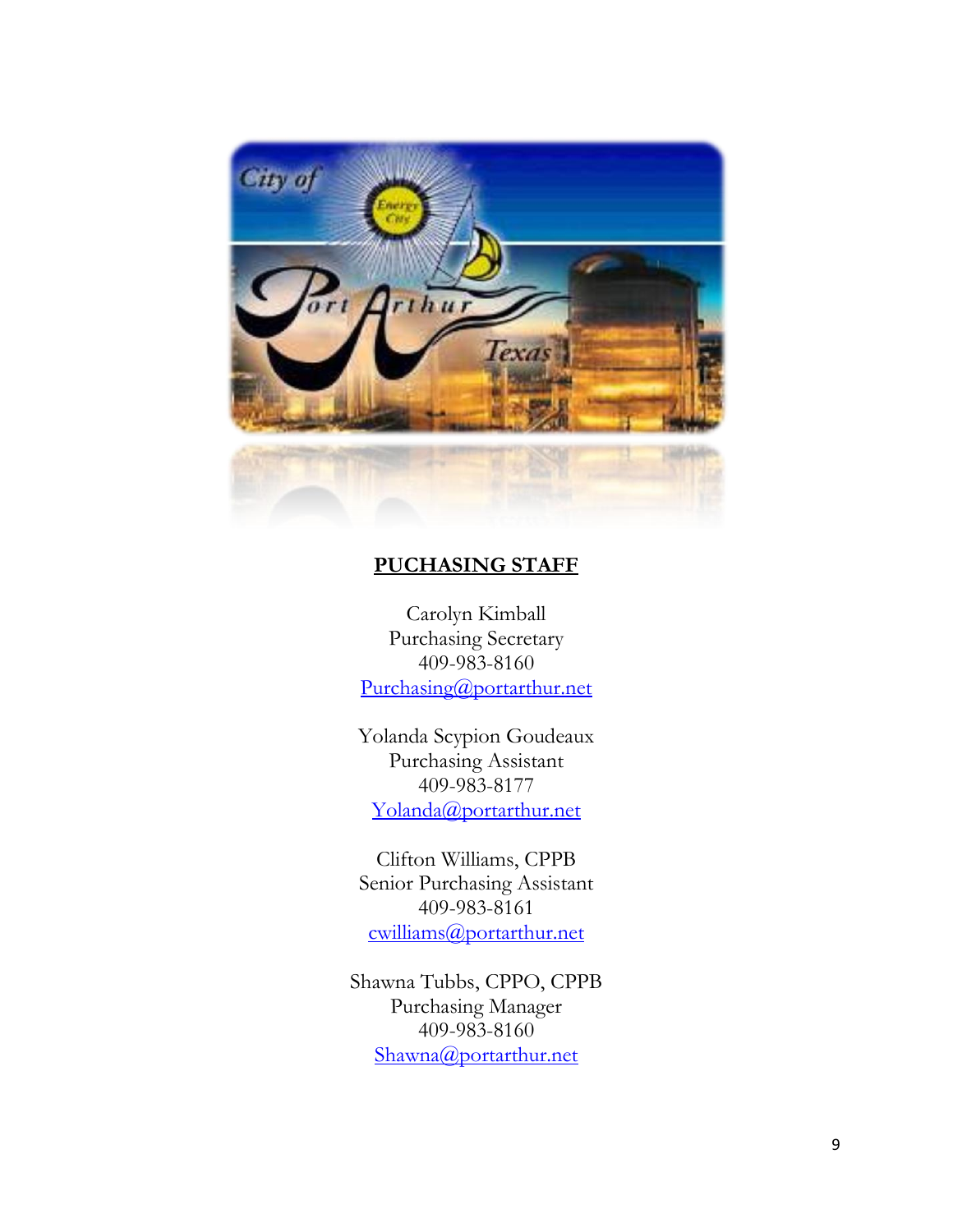**PUCHASING STAFF**

Carolyn Kimball
Purchasing Secretary
409-983-8160
Purchasing@portarthur.net

Yolanda Scypion Goudeaux
Purchasing Assistant
409-983-8177
Yolanda@portarthur.net

Clifton Williams, CPPB
Senior Purchasing Assistant
409-983-8161
cwilliams@portarthur.net

Shawna Tubbs, CPPO, CPPB
Purchasing Manager
409-983-8160
Shawna@portarthur.net